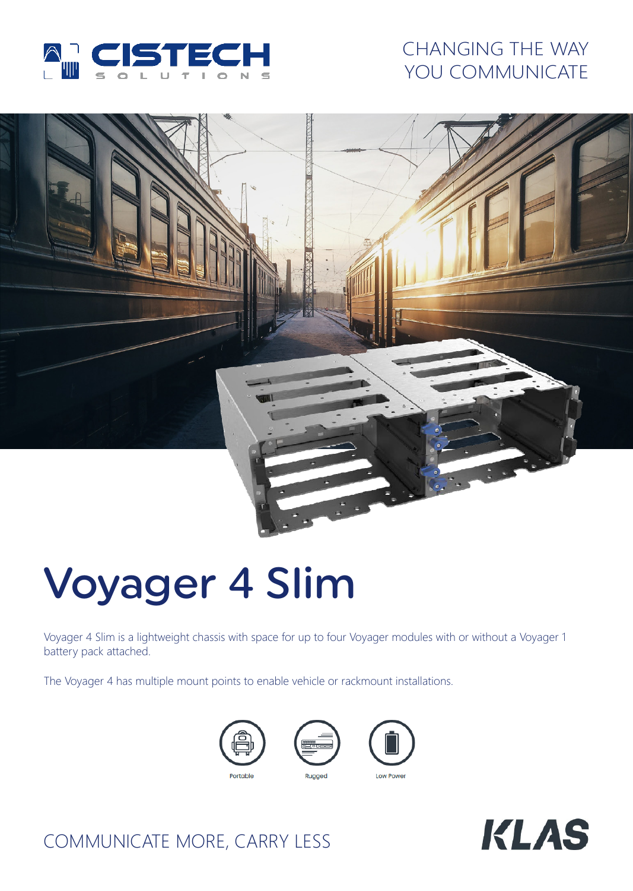CISTECH SOLUTIONS

CHANGING THE WAY YOU COMMUNICATE

# Voyager 4 Slim

Voyager 4 Slim is a lightweight chassis with space for up to four Voyager modules with or without a Voyager 1 battery pack attached.

The Voyager 4 has multiple mount points to enable vehicle or rackmount installations.

Portable

Rugged

Low Power

COMMUNICATE MORE, CARRY LESS

KLAS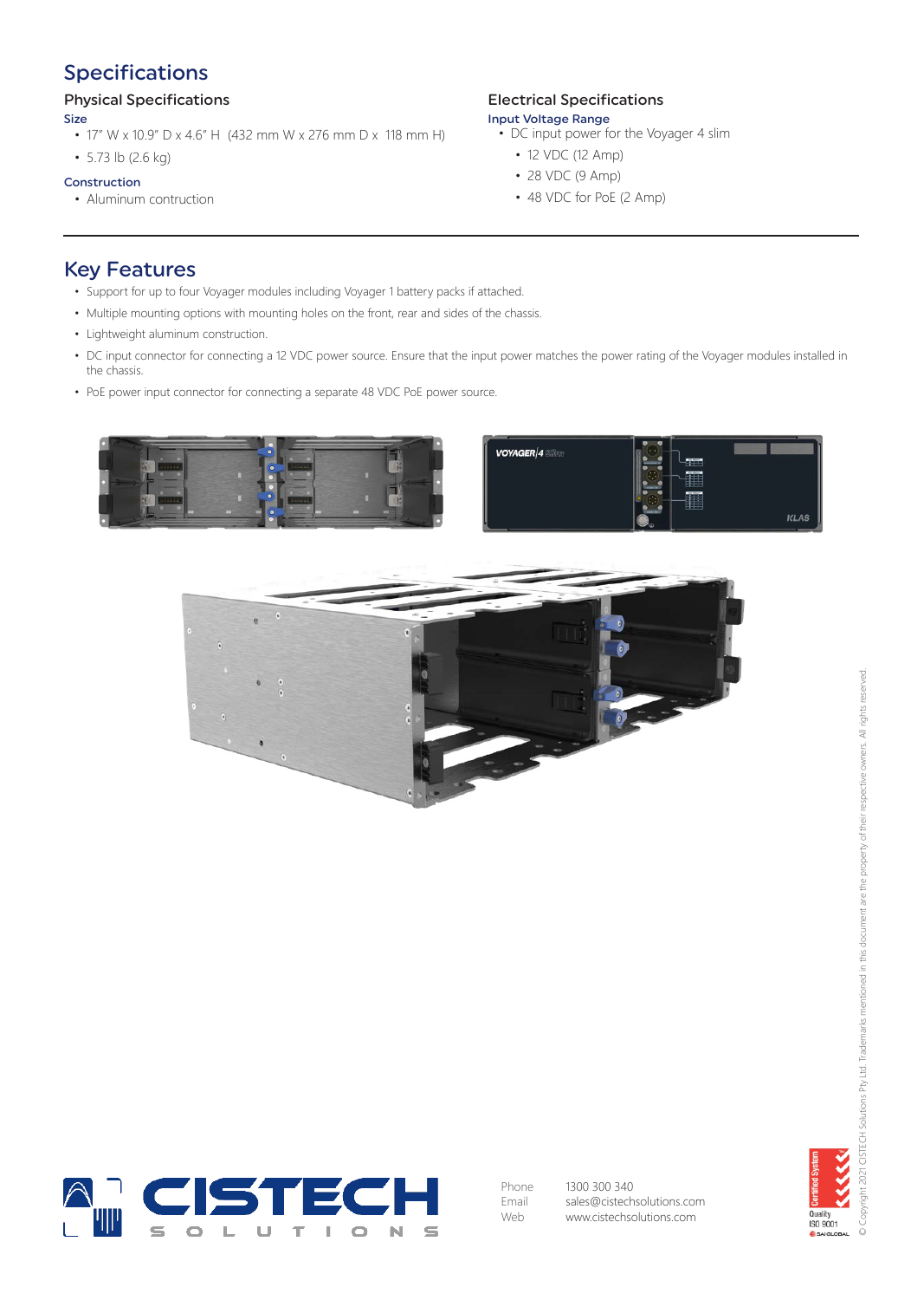# Specifications

## Physical Specifications

### Size

- 17" W x 10.9" D x 4.6" H (432 mm W x 276 mm D x 118 mm H)
- 5.73 lb (2.6 kg)

### Construction

- Aluminum contruction

## Electrical Specifications

### Input Voltage Range

- DC input power for the Voyager 4 slim
  - 12 VDC (12 Amp)
  - 28 VDC (9 Amp)
  - 48 VDC for PoE (2 Amp)

# Key Features

- Support for up to four Voyager modules including Voyager 1 battery packs if attached.
- Multiple mounting options with mounting holes on the front, rear and sides of the chassis.
- Lightweight aluminum construction.
- DC input connector for connecting a 12 VDC power source. Ensure that the input power matches the power rating of the Voyager modules installed in the chassis.
- PoE power input connector for connecting a separate 48 VDC PoE power source.

Phone 1300 300 340
Email sales@cistechsolutions.com
Web www.cistechsolutions.com

© Copyright 2021 CISTECH Solutions Pty Ltd. Trademarks mentioned in this document are the property of their respective owners. All rights reserved.